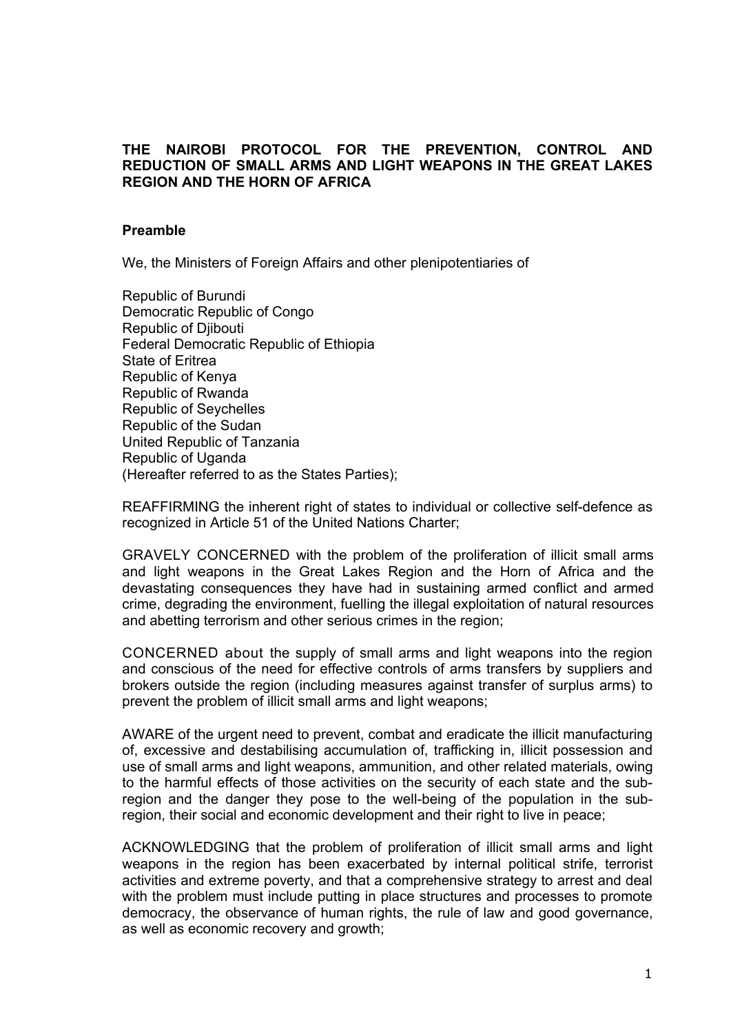# THE NAIROBI PROTOCOL FOR THE PREVENTION, CONTROL AND REDUCTION OF SMALL ARMS AND LIGHT WEAPONS IN THE GREAT LAKES REGION AND THE HORN OF AFRICA

## Preamble

We, the Ministers of Foreign Affairs and other plenipotentiaries of

Republic of Burundi
Democratic Republic of Congo
Republic of Djibouti
Federal Democratic Republic of Ethiopia
State of Eritrea
Republic of Kenya
Republic of Rwanda
Republic of Seychelles
Republic of the Sudan
United Republic of Tanzania
Republic of Uganda
(Hereafter referred to as the States Parties);

REAFFIRMING the inherent right of states to individual or collective self-defence as recognized in Article 51 of the United Nations Charter;

GRAVELY CONCERNED with the problem of the proliferation of illicit small arms and light weapons in the Great Lakes Region and the Horn of Africa and the devastating consequences they have had in sustaining armed conflict and armed crime, degrading the environment, fuelling the illegal exploitation of natural resources and abetting terrorism and other serious crimes in the region;

CONCERNED about the supply of small arms and light weapons into the region and conscious of the need for effective controls of arms transfers by suppliers and brokers outside the region (including measures against transfer of surplus arms) to prevent the problem of illicit small arms and light weapons;

AWARE of the urgent need to prevent, combat and eradicate the illicit manufacturing of, excessive and destabilising accumulation of, trafficking in, illicit possession and use of small arms and light weapons, ammunition, and other related materials, owing to the harmful effects of those activities on the security of each state and the sub-region and the danger they pose to the well-being of the population in the sub-region, their social and economic development and their right to live in peace;

ACKNOWLEDGING that the problem of proliferation of illicit small arms and light weapons in the region has been exacerbated by internal political strife, terrorist activities and extreme poverty, and that a comprehensive strategy to arrest and deal with the problem must include putting in place structures and processes to promote democracy, the observance of human rights, the rule of law and good governance, as well as economic recovery and growth;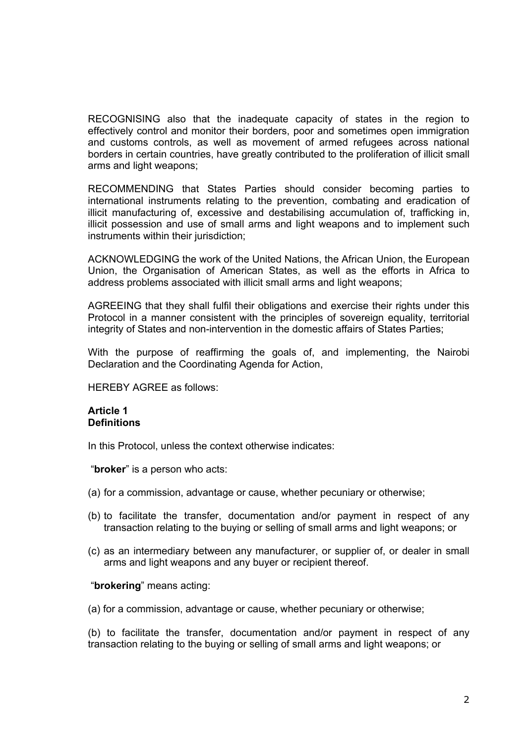RECOGNISING also that the inadequate capacity of states in the region to effectively control and monitor their borders, poor and sometimes open immigration and customs controls, as well as movement of armed refugees across national borders in certain countries, have greatly contributed to the proliferation of illicit small arms and light weapons;

RECOMMENDING that States Parties should consider becoming parties to international instruments relating to the prevention, combating and eradication of illicit manufacturing of, excessive and destabilising accumulation of, trafficking in, illicit possession and use of small arms and light weapons and to implement such instruments within their jurisdiction;

ACKNOWLEDGING the work of the United Nations, the African Union, the European Union, the Organisation of American States, as well as the efforts in Africa to address problems associated with illicit small arms and light weapons;

AGREEING that they shall fulfil their obligations and exercise their rights under this Protocol in a manner consistent with the principles of sovereign equality, territorial integrity of States and non-intervention in the domestic affairs of States Parties;

With the purpose of reaffirming the goals of, and implementing, the Nairobi Declaration and the Coordinating Agenda for Action,

HEREBY AGREE as follows:

**Article 1**
**Definitions**

In this Protocol, unless the context otherwise indicates:

"**broker**" is a person who acts:

(a) for a commission, advantage or cause, whether pecuniary or otherwise;

(b) to facilitate the transfer, documentation and/or payment in respect of any transaction relating to the buying or selling of small arms and light weapons; or

(c) as an intermediary between any manufacturer, or supplier of, or dealer in small arms and light weapons and any buyer or recipient thereof.

"**brokering**" means acting:

(a) for a commission, advantage or cause, whether pecuniary or otherwise;

(b) to facilitate the transfer, documentation and/or payment in respect of any transaction relating to the buying or selling of small arms and light weapons; or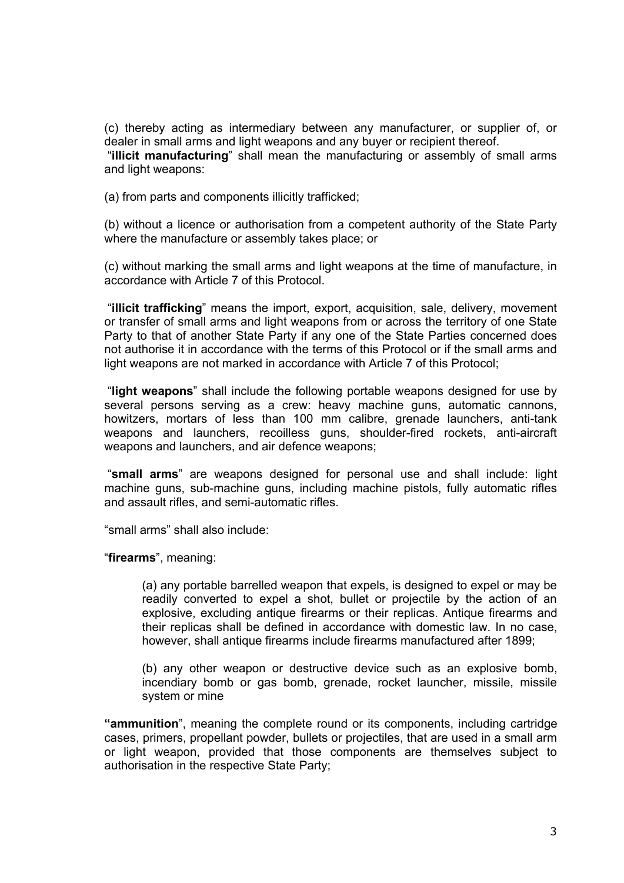(c) thereby acting as intermediary between any manufacturer, or supplier of, or dealer in small arms and light weapons and any buyer or recipient thereof.

"**illicit manufacturing**" shall mean the manufacturing or assembly of small arms and light weapons:

(a) from parts and components illicitly trafficked;

(b) without a licence or authorisation from a competent authority of the State Party where the manufacture or assembly takes place; or

(c) without marking the small arms and light weapons at the time of manufacture, in accordance with Article 7 of this Protocol.

"**illicit trafficking**" means the import, export, acquisition, sale, delivery, movement or transfer of small arms and light weapons from or across the territory of one State Party to that of another State Party if any one of the State Parties concerned does not authorise it in accordance with the terms of this Protocol or if the small arms and light weapons are not marked in accordance with Article 7 of this Protocol;

"**light weapons**" shall include the following portable weapons designed for use by several persons serving as a crew: heavy machine guns, automatic cannons, howitzers, mortars of less than 100 mm calibre, grenade launchers, anti-tank weapons and launchers, recoilless guns, shoulder-fired rockets, anti-aircraft weapons and launchers, and air defence weapons;

"**small arms**" are weapons designed for personal use and shall include: light machine guns, sub-machine guns, including machine pistols, fully automatic rifles and assault rifles, and semi-automatic rifles.

"small arms" shall also include:

"**firearms**", meaning:

> (a) any portable barrelled weapon that expels, is designed to expel or may be readily converted to expel a shot, bullet or projectile by the action of an explosive, excluding antique firearms or their replicas. Antique firearms and their replicas shall be defined in accordance with domestic law. In no case, however, shall antique firearms include firearms manufactured after 1899;
>
> (b) any other weapon or destructive device such as an explosive bomb, incendiary bomb or gas bomb, grenade, rocket launcher, missile, missile system or mine

**"ammunition**", meaning the complete round or its components, including cartridge cases, primers, propellant powder, bullets or projectiles, that are used in a small arm or light weapon, provided that those components are themselves subject to authorisation in the respective State Party;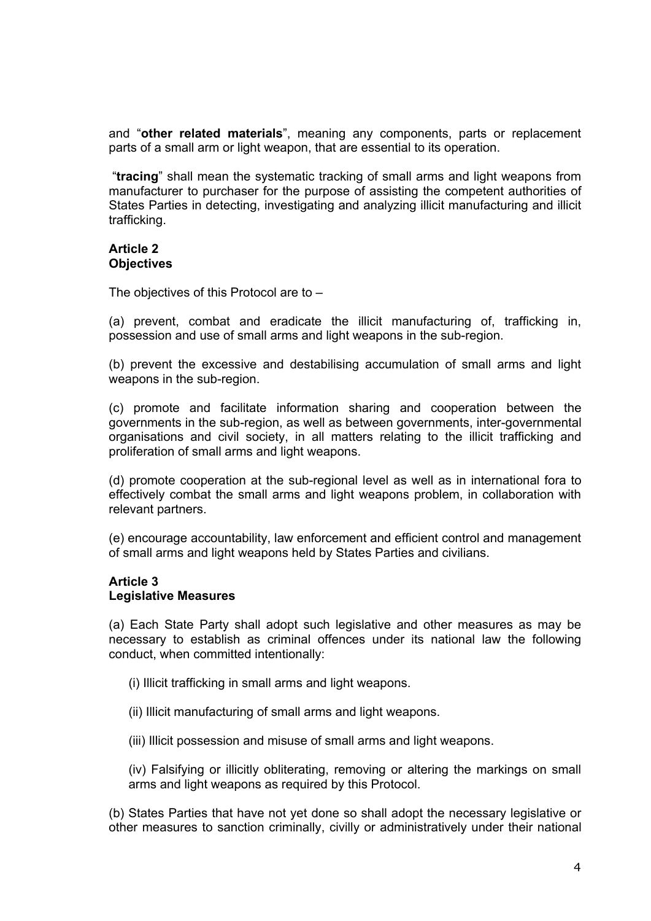and "**other related materials**", meaning any components, parts or replacement parts of a small arm or light weapon, that are essential to its operation.

"**tracing**" shall mean the systematic tracking of small arms and light weapons from manufacturer to purchaser for the purpose of assisting the competent authorities of States Parties in detecting, investigating and analyzing illicit manufacturing and illicit trafficking.

**Article 2**
**Objectives**

The objectives of this Protocol are to –

(a) prevent, combat and eradicate the illicit manufacturing of, trafficking in, possession and use of small arms and light weapons in the sub-region.

(b) prevent the excessive and destabilising accumulation of small arms and light weapons in the sub-region.

(c) promote and facilitate information sharing and cooperation between the governments in the sub-region, as well as between governments, inter-governmental organisations and civil society, in all matters relating to the illicit trafficking and proliferation of small arms and light weapons.

(d) promote cooperation at the sub-regional level as well as in international fora to effectively combat the small arms and light weapons problem, in collaboration with relevant partners.

(e) encourage accountability, law enforcement and efficient control and management of small arms and light weapons held by States Parties and civilians.

**Article 3**
**Legislative Measures**

(a) Each State Party shall adopt such legislative and other measures as may be necessary to establish as criminal offences under its national law the following conduct, when committed intentionally:

(i) Illicit trafficking in small arms and light weapons.

(ii) Illicit manufacturing of small arms and light weapons.

(iii) Illicit possession and misuse of small arms and light weapons.

(iv) Falsifying or illicitly obliterating, removing or altering the markings on small arms and light weapons as required by this Protocol.

(b) States Parties that have not yet done so shall adopt the necessary legislative or other measures to sanction criminally, civilly or administratively under their national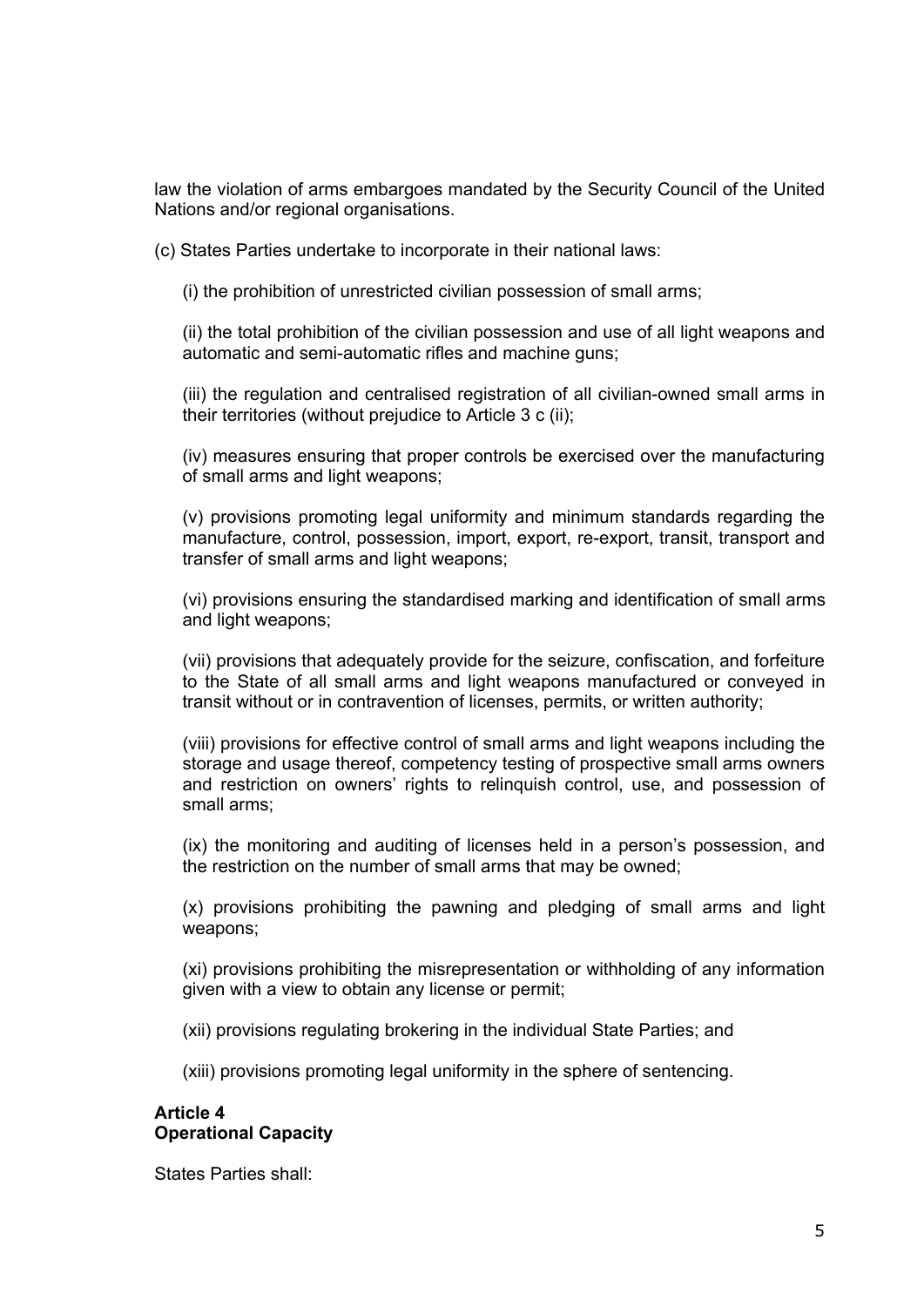law the violation of arms embargoes mandated by the Security Council of the United Nations and/or regional organisations.

(c) States Parties undertake to incorporate in their national laws:

(i) the prohibition of unrestricted civilian possession of small arms;

(ii) the total prohibition of the civilian possession and use of all light weapons and automatic and semi-automatic rifles and machine guns;

(iii) the regulation and centralised registration of all civilian-owned small arms in their territories (without prejudice to Article 3 c (ii);

(iv) measures ensuring that proper controls be exercised over the manufacturing of small arms and light weapons;

(v) provisions promoting legal uniformity and minimum standards regarding the manufacture, control, possession, import, export, re-export, transit, transport and transfer of small arms and light weapons;

(vi) provisions ensuring the standardised marking and identification of small arms and light weapons;

(vii) provisions that adequately provide for the seizure, confiscation, and forfeiture to the State of all small arms and light weapons manufactured or conveyed in transit without or in contravention of licenses, permits, or written authority;

(viii) provisions for effective control of small arms and light weapons including the storage and usage thereof, competency testing of prospective small arms owners and restriction on owners' rights to relinquish control, use, and possession of small arms;

(ix) the monitoring and auditing of licenses held in a person's possession, and the restriction on the number of small arms that may be owned;

(x) provisions prohibiting the pawning and pledging of small arms and light weapons;

(xi) provisions prohibiting the misrepresentation or withholding of any information given with a view to obtain any license or permit;

(xii) provisions regulating brokering in the individual State Parties; and

(xiii) provisions promoting legal uniformity in the sphere of sentencing.

**Article 4**
**Operational Capacity**

States Parties shall: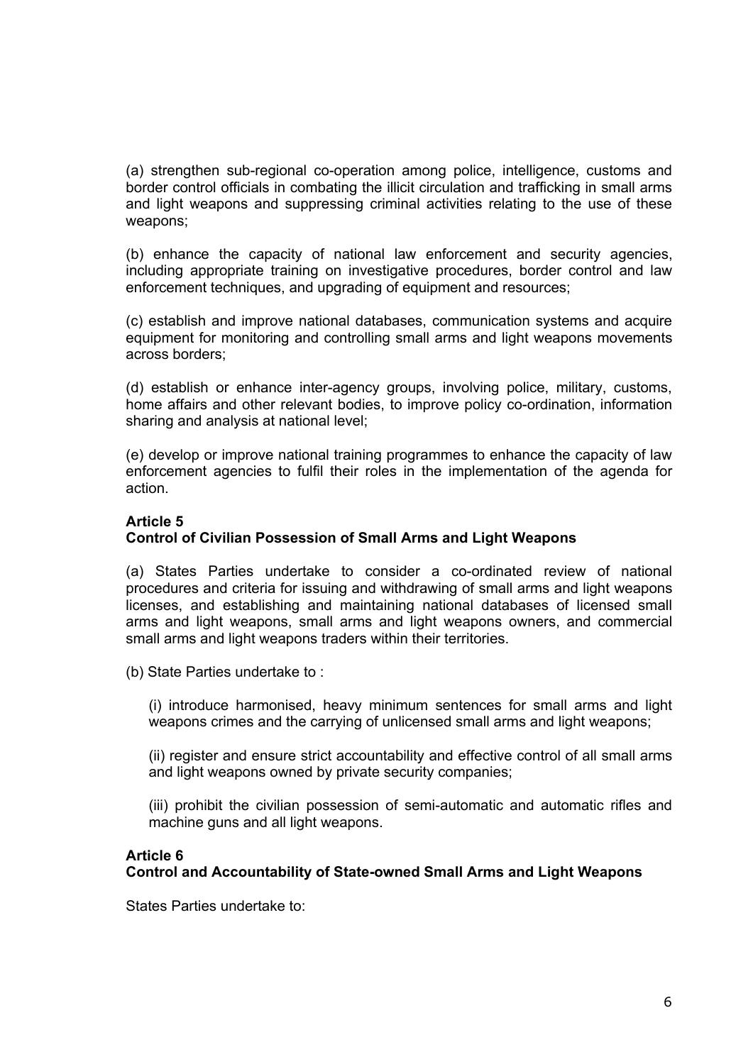(a) strengthen sub-regional co-operation among police, intelligence, customs and border control officials in combating the illicit circulation and trafficking in small arms and light weapons and suppressing criminal activities relating to the use of these weapons;

(b) enhance the capacity of national law enforcement and security agencies, including appropriate training on investigative procedures, border control and law enforcement techniques, and upgrading of equipment and resources;

(c) establish and improve national databases, communication systems and acquire equipment for monitoring and controlling small arms and light weapons movements across borders;

(d) establish or enhance inter-agency groups, involving police, military, customs, home affairs and other relevant bodies, to improve policy co-ordination, information sharing and analysis at national level;

(e) develop or improve national training programmes to enhance the capacity of law enforcement agencies to fulfil their roles in the implementation of the agenda for action.

**Article 5**
**Control of Civilian Possession of Small Arms and Light Weapons**

(a) States Parties undertake to consider a co-ordinated review of national procedures and criteria for issuing and withdrawing of small arms and light weapons licenses, and establishing and maintaining national databases of licensed small arms and light weapons, small arms and light weapons owners, and commercial small arms and light weapons traders within their territories.

(b) State Parties undertake to :

(i) introduce harmonised, heavy minimum sentences for small arms and light weapons crimes and the carrying of unlicensed small arms and light weapons;

(ii) register and ensure strict accountability and effective control of all small arms and light weapons owned by private security companies;

(iii) prohibit the civilian possession of semi-automatic and automatic rifles and machine guns and all light weapons.

**Article 6**
**Control and Accountability of State-owned Small Arms and Light Weapons**

States Parties undertake to: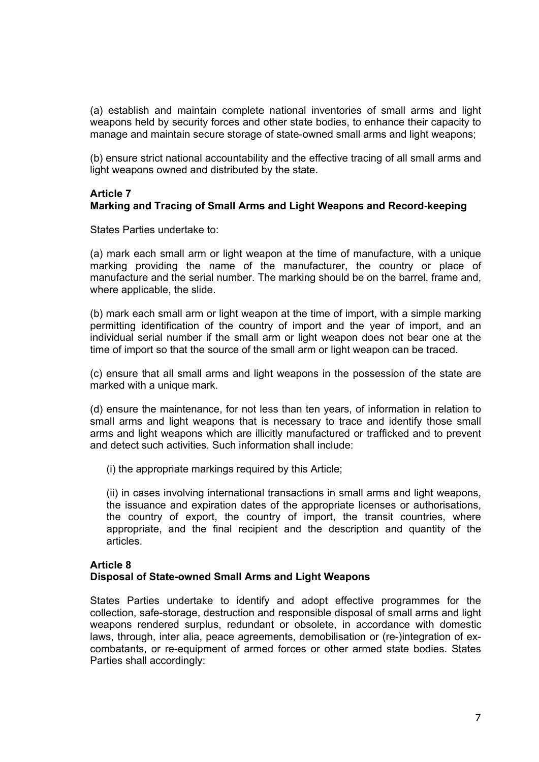(a) establish and maintain complete national inventories of small arms and light weapons held by security forces and other state bodies, to enhance their capacity to manage and maintain secure storage of state-owned small arms and light weapons;

(b) ensure strict national accountability and the effective tracing of all small arms and light weapons owned and distributed by the state.

**Article 7**
**Marking and Tracing of Small Arms and Light Weapons and Record-keeping**

States Parties undertake to:

(a) mark each small arm or light weapon at the time of manufacture, with a unique marking providing the name of the manufacturer, the country or place of manufacture and the serial number. The marking should be on the barrel, frame and, where applicable, the slide.

(b) mark each small arm or light weapon at the time of import, with a simple marking permitting identification of the country of import and the year of import, and an individual serial number if the small arm or light weapon does not bear one at the time of import so that the source of the small arm or light weapon can be traced.

(c) ensure that all small arms and light weapons in the possession of the state are marked with a unique mark.

(d) ensure the maintenance, for not less than ten years, of information in relation to small arms and light weapons that is necessary to trace and identify those small arms and light weapons which are illicitly manufactured or trafficked and to prevent and detect such activities. Such information shall include:

(i) the appropriate markings required by this Article;

(ii) in cases involving international transactions in small arms and light weapons, the issuance and expiration dates of the appropriate licenses or authorisations, the country of export, the country of import, the transit countries, where appropriate, and the final recipient and the description and quantity of the articles.

**Article 8**
**Disposal of State-owned Small Arms and Light Weapons**

States Parties undertake to identify and adopt effective programmes for the collection, safe-storage, destruction and responsible disposal of small arms and light weapons rendered surplus, redundant or obsolete, in accordance with domestic laws, through, inter alia, peace agreements, demobilisation or (re-)integration of ex-combatants, or re-equipment of armed forces or other armed state bodies. States Parties shall accordingly: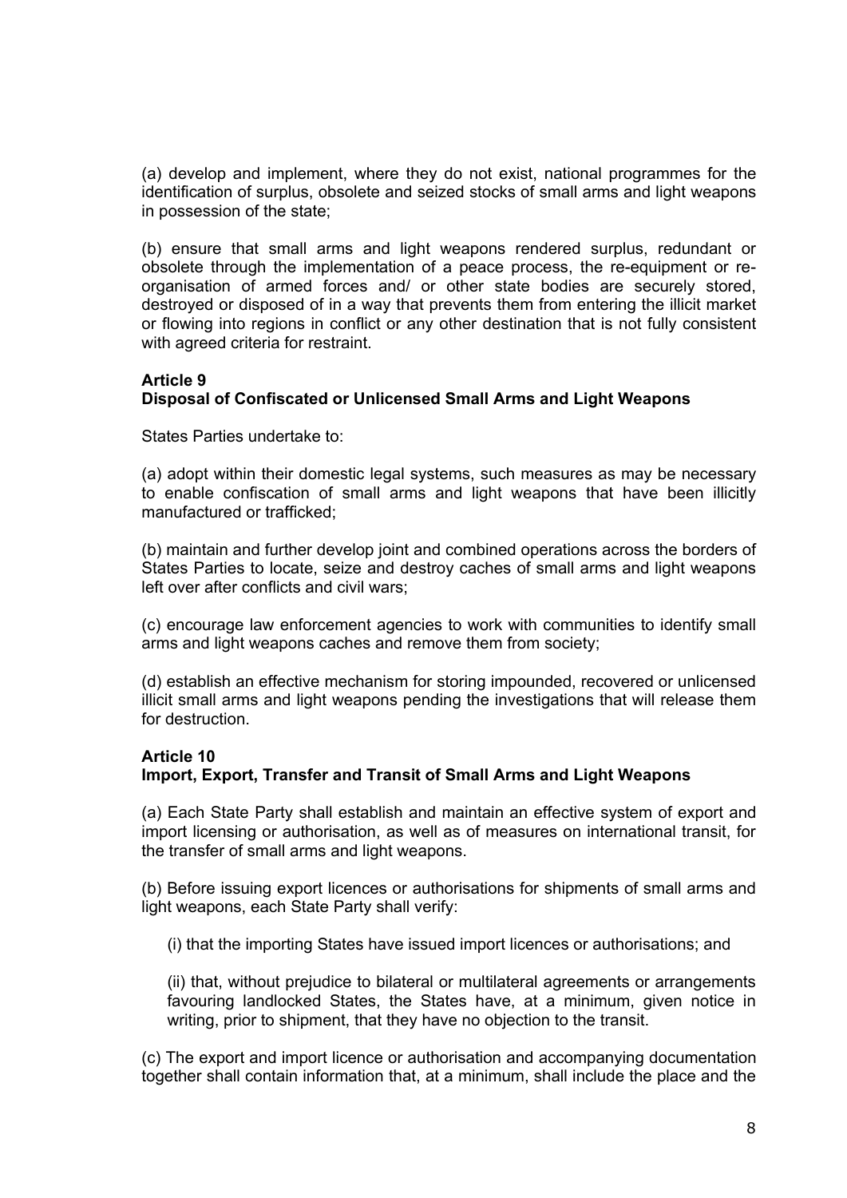(a) develop and implement, where they do not exist, national programmes for the identification of surplus, obsolete and seized stocks of small arms and light weapons in possession of the state;

(b) ensure that small arms and light weapons rendered surplus, redundant or obsolete through the implementation of a peace process, the re-equipment or re-organisation of armed forces and/ or other state bodies are securely stored, destroyed or disposed of in a way that prevents them from entering the illicit market or flowing into regions in conflict or any other destination that is not fully consistent with agreed criteria for restraint.

**Article 9**
**Disposal of Confiscated or Unlicensed Small Arms and Light Weapons**

States Parties undertake to:

(a) adopt within their domestic legal systems, such measures as may be necessary to enable confiscation of small arms and light weapons that have been illicitly manufactured or trafficked;

(b) maintain and further develop joint and combined operations across the borders of States Parties to locate, seize and destroy caches of small arms and light weapons left over after conflicts and civil wars;

(c) encourage law enforcement agencies to work with communities to identify small arms and light weapons caches and remove them from society;

(d) establish an effective mechanism for storing impounded, recovered or unlicensed illicit small arms and light weapons pending the investigations that will release them for destruction.

**Article 10**
**Import, Export, Transfer and Transit of Small Arms and Light Weapons**

(a) Each State Party shall establish and maintain an effective system of export and import licensing or authorisation, as well as of measures on international transit, for the transfer of small arms and light weapons.

(b) Before issuing export licences or authorisations for shipments of small arms and light weapons, each State Party shall verify:

(i) that the importing States have issued import licences or authorisations; and

(ii) that, without prejudice to bilateral or multilateral agreements or arrangements favouring landlocked States, the States have, at a minimum, given notice in writing, prior to shipment, that they have no objection to the transit.

(c) The export and import licence or authorisation and accompanying documentation together shall contain information that, at a minimum, shall include the place and the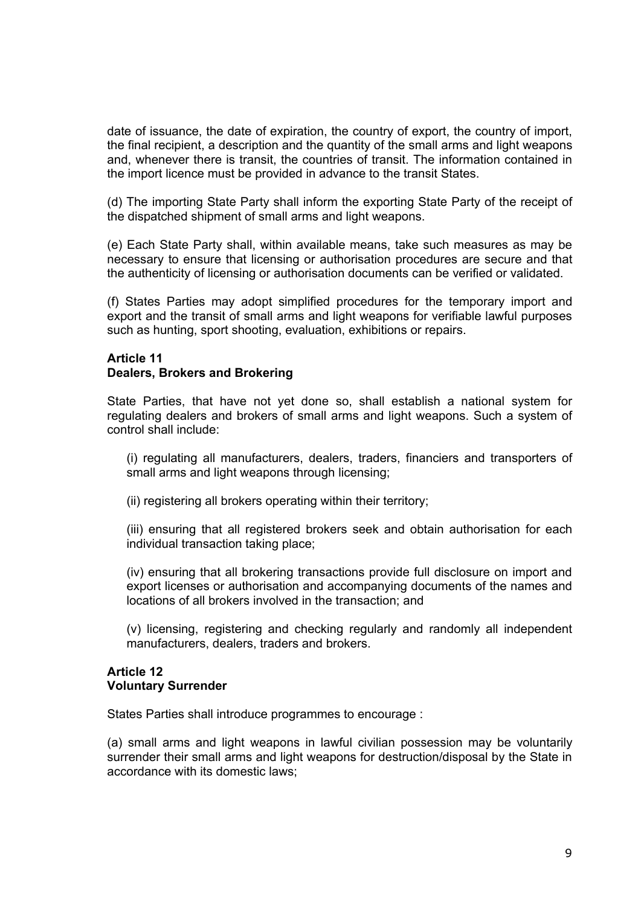date of issuance, the date of expiration, the country of export, the country of import, the final recipient, a description and the quantity of the small arms and light weapons and, whenever there is transit, the countries of transit. The information contained in the import licence must be provided in advance to the transit States.

(d) The importing State Party shall inform the exporting State Party of the receipt of the dispatched shipment of small arms and light weapons.

(e) Each State Party shall, within available means, take such measures as may be necessary to ensure that licensing or authorisation procedures are secure and that the authenticity of licensing or authorisation documents can be verified or validated.

(f) States Parties may adopt simplified procedures for the temporary import and export and the transit of small arms and light weapons for verifiable lawful purposes such as hunting, sport shooting, evaluation, exhibitions or repairs.

**Article 11**
**Dealers, Brokers and Brokering**

State Parties, that have not yet done so, shall establish a national system for regulating dealers and brokers of small arms and light weapons. Such a system of control shall include:

(i) regulating all manufacturers, dealers, traders, financiers and transporters of small arms and light weapons through licensing;

(ii) registering all brokers operating within their territory;

(iii) ensuring that all registered brokers seek and obtain authorisation for each individual transaction taking place;

(iv) ensuring that all brokering transactions provide full disclosure on import and export licenses or authorisation and accompanying documents of the names and locations of all brokers involved in the transaction; and

(v) licensing, registering and checking regularly and randomly all independent manufacturers, dealers, traders and brokers.

**Article 12**
**Voluntary Surrender**

States Parties shall introduce programmes to encourage :

(a) small arms and light weapons in lawful civilian possession may be voluntarily surrender their small arms and light weapons for destruction/disposal by the State in accordance with its domestic laws;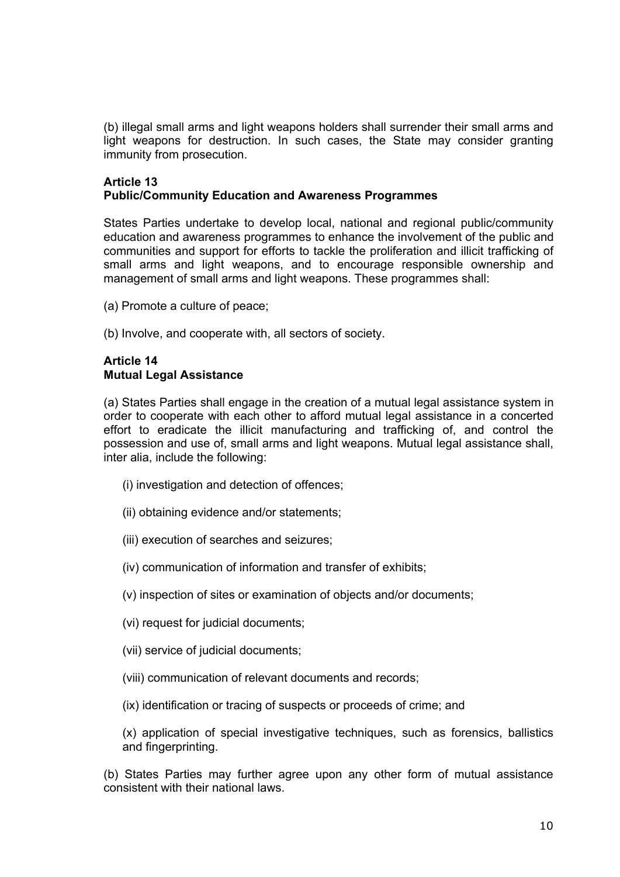(b) illegal small arms and light weapons holders shall surrender their small arms and light weapons for destruction. In such cases, the State may consider granting immunity from prosecution.

### Article 13
### Public/Community Education and Awareness Programmes

States Parties undertake to develop local, national and regional public/community education and awareness programmes to enhance the involvement of the public and communities and support for efforts to tackle the proliferation and illicit trafficking of small arms and light weapons, and to encourage responsible ownership and management of small arms and light weapons. These programmes shall:

(a) Promote a culture of peace;

(b) Involve, and cooperate with, all sectors of society.

### Article 14
### Mutual Legal Assistance

(a) States Parties shall engage in the creation of a mutual legal assistance system in order to cooperate with each other to afford mutual legal assistance in a concerted effort to eradicate the illicit manufacturing and trafficking of, and control the possession and use of, small arms and light weapons. Mutual legal assistance shall, inter alia, include the following:

(i) investigation and detection of offences;

(ii) obtaining evidence and/or statements;

(iii) execution of searches and seizures;

(iv) communication of information and transfer of exhibits;

(v) inspection of sites or examination of objects and/or documents;

(vi) request for judicial documents;

(vii) service of judicial documents;

(viii) communication of relevant documents and records;

(ix) identification or tracing of suspects or proceeds of crime; and

(x) application of special investigative techniques, such as forensics, ballistics and fingerprinting.

(b) States Parties may further agree upon any other form of mutual assistance consistent with their national laws.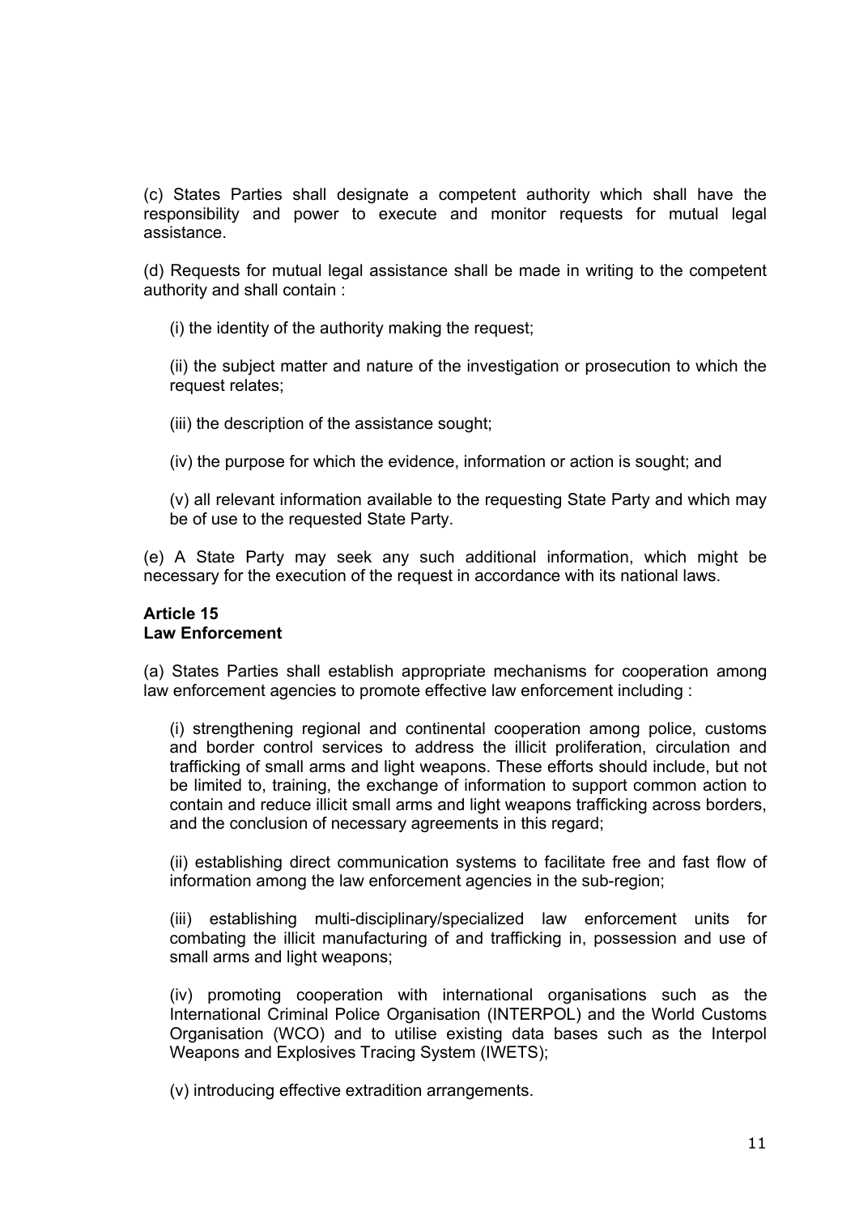(c) States Parties shall designate a competent authority which shall have the responsibility and power to execute and monitor requests for mutual legal assistance.

(d) Requests for mutual legal assistance shall be made in writing to the competent authority and shall contain :

(i) the identity of the authority making the request;

(ii) the subject matter and nature of the investigation or prosecution to which the request relates;

(iii) the description of the assistance sought;

(iv) the purpose for which the evidence, information or action is sought; and

(v) all relevant information available to the requesting State Party and which may be of use to the requested State Party.

(e) A State Party may seek any such additional information, which might be necessary for the execution of the request in accordance with its national laws.

**Article 15**
**Law Enforcement**

(a) States Parties shall establish appropriate mechanisms for cooperation among law enforcement agencies to promote effective law enforcement including :

(i) strengthening regional and continental cooperation among police, customs and border control services to address the illicit proliferation, circulation and trafficking of small arms and light weapons. These efforts should include, but not be limited to, training, the exchange of information to support common action to contain and reduce illicit small arms and light weapons trafficking across borders, and the conclusion of necessary agreements in this regard;

(ii) establishing direct communication systems to facilitate free and fast flow of information among the law enforcement agencies in the sub-region;

(iii) establishing multi-disciplinary/specialized law enforcement units for combating the illicit manufacturing of and trafficking in, possession and use of small arms and light weapons;

(iv) promoting cooperation with international organisations such as the International Criminal Police Organisation (INTERPOL) and the World Customs Organisation (WCO) and to utilise existing data bases such as the Interpol Weapons and Explosives Tracing System (IWETS);

(v) introducing effective extradition arrangements.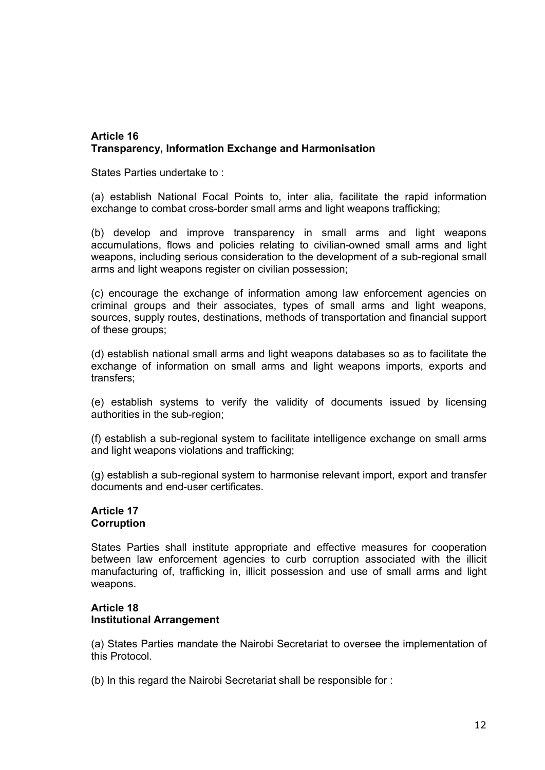**Article 16**
**Transparency, Information Exchange and Harmonisation**

States Parties undertake to :

(a) establish National Focal Points to, inter alia, facilitate the rapid information exchange to combat cross-border small arms and light weapons trafficking;

(b) develop and improve transparency in small arms and light weapons accumulations, flows and policies relating to civilian-owned small arms and light weapons, including serious consideration to the development of a sub-regional small arms and light weapons register on civilian possession;

(c) encourage the exchange of information among law enforcement agencies on criminal groups and their associates, types of small arms and light weapons, sources, supply routes, destinations, methods of transportation and financial support of these groups;

(d) establish national small arms and light weapons databases so as to facilitate the exchange of information on small arms and light weapons imports, exports and transfers;

(e) establish systems to verify the validity of documents issued by licensing authorities in the sub-region;

(f) establish a sub-regional system to facilitate intelligence exchange on small arms and light weapons violations and trafficking;

(g) establish a sub-regional system to harmonise relevant import, export and transfer documents and end-user certificates.

**Article 17**
**Corruption**

States Parties shall institute appropriate and effective measures for cooperation between law enforcement agencies to curb corruption associated with the illicit manufacturing of, trafficking in, illicit possession and use of small arms and light weapons.

**Article 18**
**Institutional Arrangement**

(a) States Parties mandate the Nairobi Secretariat to oversee the implementation of this Protocol.

(b) In this regard the Nairobi Secretariat shall be responsible for :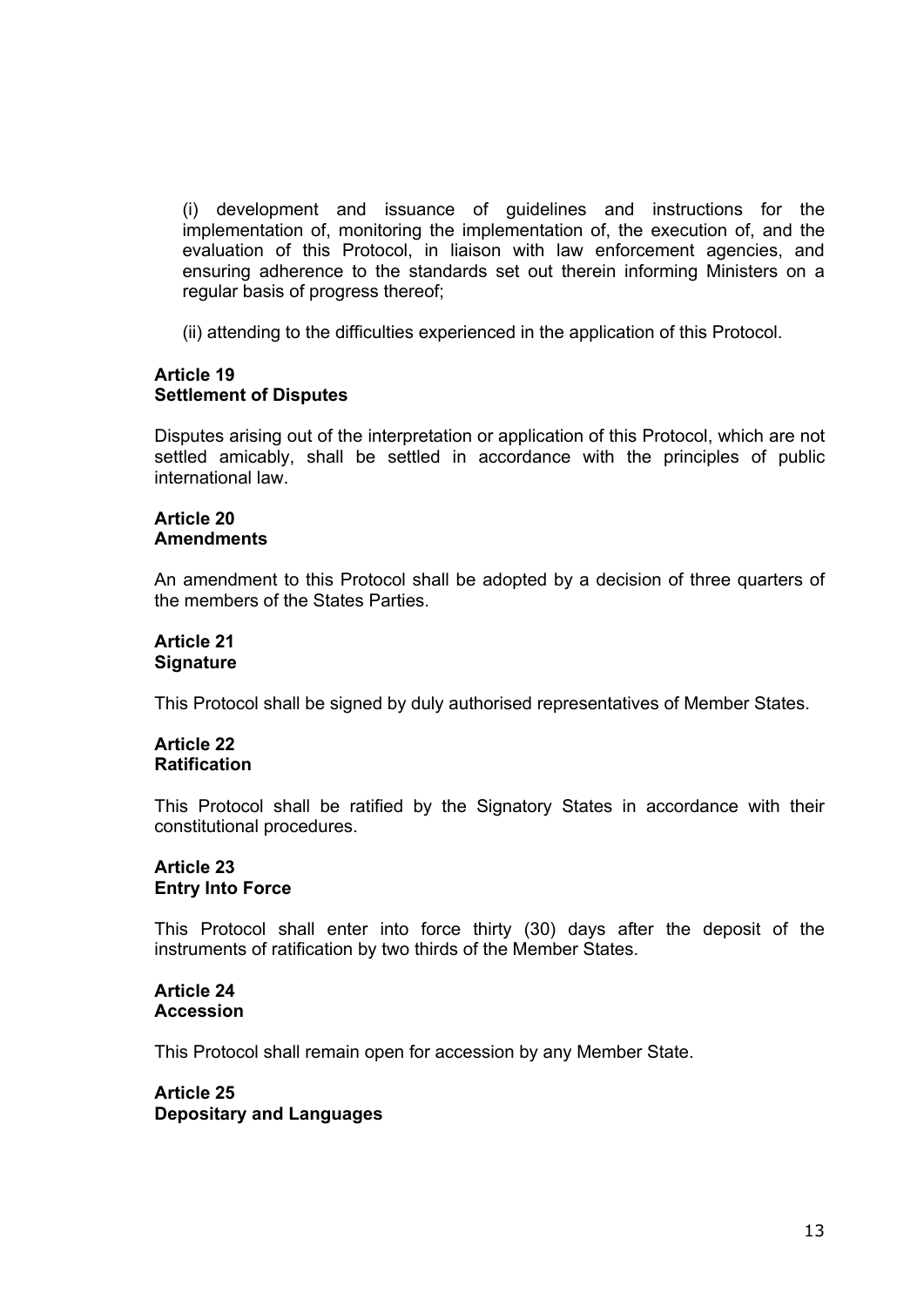(i) development and issuance of guidelines and instructions for the implementation of, monitoring the implementation of, the execution of, and the evaluation of this Protocol, in liaison with law enforcement agencies, and ensuring adherence to the standards set out therein informing Ministers on a regular basis of progress thereof;

(ii) attending to the difficulties experienced in the application of this Protocol.

**Article 19**
**Settlement of Disputes**

Disputes arising out of the interpretation or application of this Protocol, which are not settled amicably, shall be settled in accordance with the principles of public international law.

**Article 20**
**Amendments**

An amendment to this Protocol shall be adopted by a decision of three quarters of the members of the States Parties.

**Article 21**
**Signature**

This Protocol shall be signed by duly authorised representatives of Member States.

**Article 22**
**Ratification**

This Protocol shall be ratified by the Signatory States in accordance with their constitutional procedures.

**Article 23**
**Entry Into Force**

This Protocol shall enter into force thirty (30) days after the deposit of the instruments of ratification by two thirds of the Member States.

**Article 24**
**Accession**

This Protocol shall remain open for accession by any Member State.

**Article 25**
**Depositary and Languages**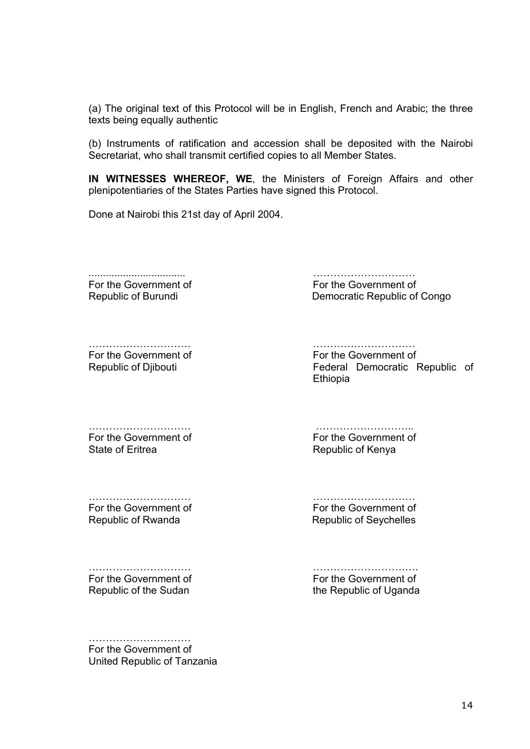(a) The original text of this Protocol will be in English, French and Arabic; the three texts being equally authentic

(b) Instruments of ratification and accession shall be deposited with the Nairobi Secretariat, who shall transmit certified copies to all Member States.

**IN WITNESSES WHEREOF, WE**, the Ministers of Foreign Affairs and other plenipotentiaries of the States Parties have signed this Protocol.

Done at Nairobi this 21st day of April 2004.

..................................
For the Government of
Republic of Burundi

…………………………
For the Government of
Democratic Republic of Congo

…………………………
For the Government of
Republic of Djibouti

…………………………
For the Government of
Federal Democratic Republic of Ethiopia

…………………………
For the Government of
State of Eritrea

………………………..
For the Government of
Republic of Kenya

…………………………
For the Government of
Republic of Rwanda

…………………………
For the Government of
Republic of Seychelles

…………………………
For the Government of
Republic of the Sudan

………………………….
For the Government of
the Republic of Uganda

…………………………
For the Government of
United Republic of Tanzania